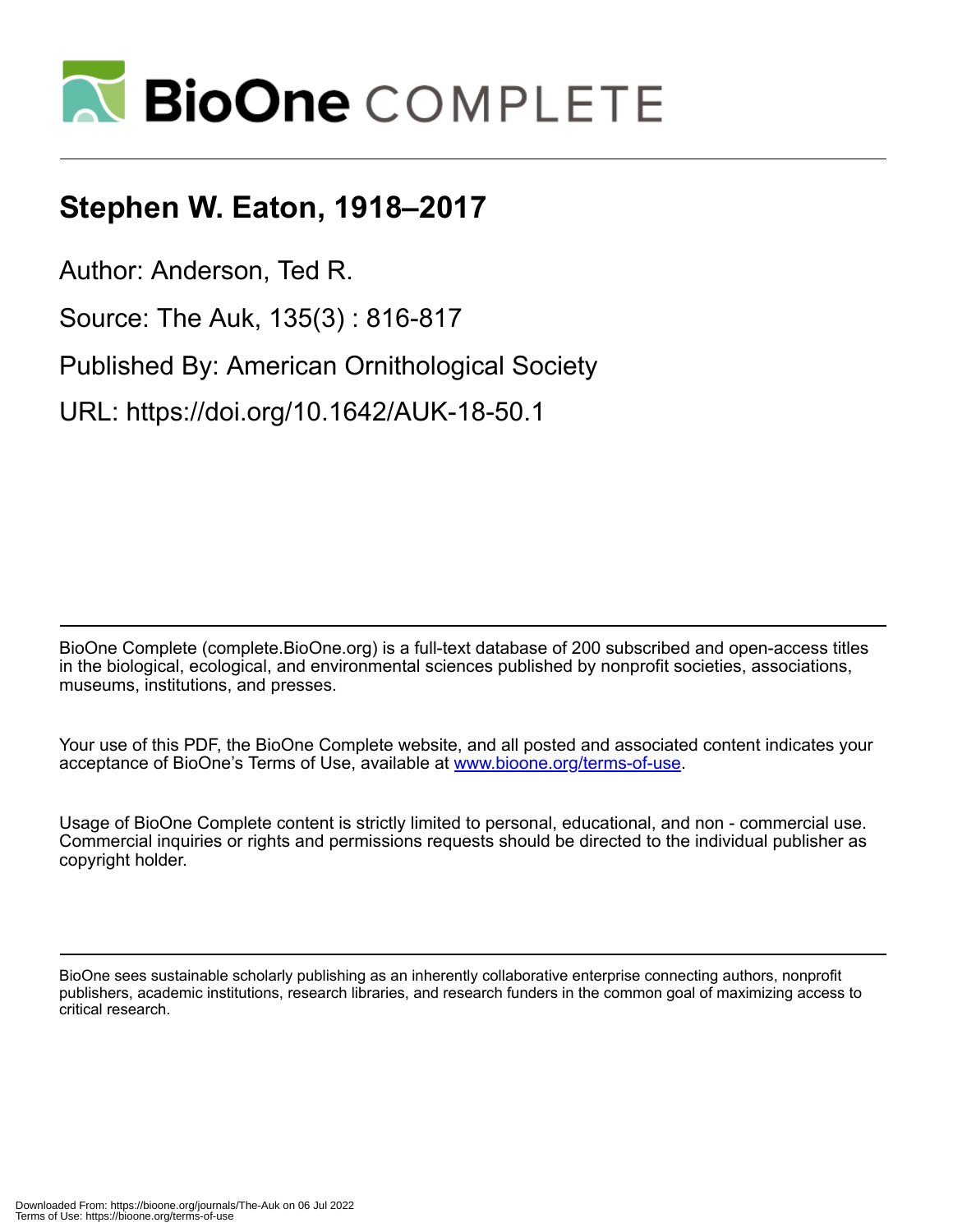# Stephen W. Eaton, 1918–2017

Author: Anderson, Ted R.

Source: The Auk, 135(3) : 816-817

Published By: American Ornithological Society

URL: https://doi.org/10.1642/AUK-18-50.1

BioOne Complete (complete.BioOne.org) is a full-text database of 200 subscribed and open-access titles in the biological, ecological, and environmental sciences published by nonprofit societies, associations, museums, institutions, and presses.

Your use of this PDF, the BioOne Complete website, and all posted and associated content indicates your acceptance of BioOne's Terms of Use, available at www.bioone.org/terms-of-use.

Usage of BioOne Complete content is strictly limited to personal, educational, and non - commercial use. Commercial inquiries or rights and permissions requests should be directed to the individual publisher as copyright holder.

BioOne sees sustainable scholarly publishing as an inherently collaborative enterprise connecting authors, nonprofit publishers, academic institutions, research libraries, and research funders in the common goal of maximizing access to critical research.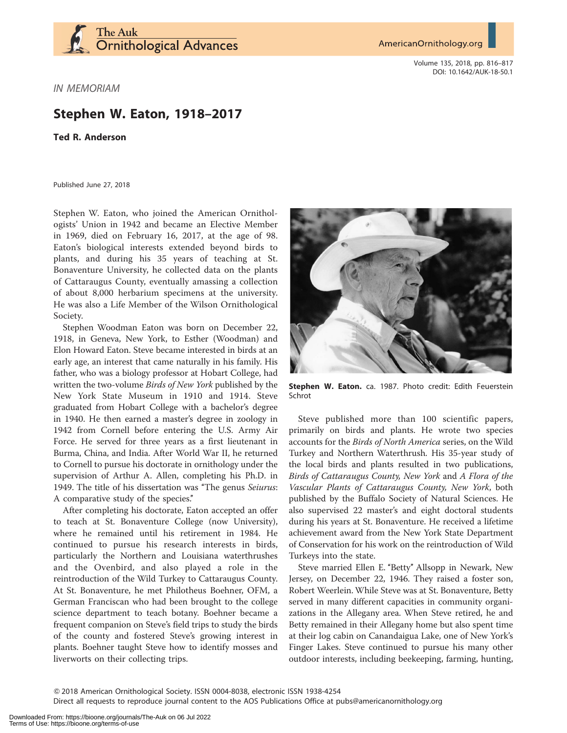IN MEMORIAM

# Stephen W. Eaton, 1918–2017

**Ted R. Anderson**

Published June 27, 2018

Stephen W. Eaton, who joined the American Ornithologists' Union in 1942 and became an Elective Member in 1969, died on February 16, 2017, at the age of 98. Eaton's biological interests extended beyond birds to plants, and during his 35 years of teaching at St. Bonaventure University, he collected data on the plants of Cattaraugus County, eventually amassing a collection of about 8,000 herbarium specimens at the university. He was also a Life Member of the Wilson Ornithological Society.

Stephen Woodman Eaton was born on December 22, 1918, in Geneva, New York, to Esther (Woodman) and Elon Howard Eaton. Steve became interested in birds at an early age, an interest that came naturally in his family. His father, who was a biology professor at Hobart College, had written the two-volume *Birds of New York* published by the New York State Museum in 1910 and 1914. Steve graduated from Hobart College with a bachelor's degree in 1940. He then earned a master's degree in zoology in 1942 from Cornell before entering the U.S. Army Air Force. He served for three years as a first lieutenant in Burma, China, and India. After World War II, he returned to Cornell to pursue his doctorate in ornithology under the supervision of Arthur A. Allen, completing his Ph.D. in 1949. The title of his dissertation was "The genus *Seiurus*: A comparative study of the species."

After completing his doctorate, Eaton accepted an offer to teach at St. Bonaventure College (now University), where he remained until his retirement in 1984. He continued to pursue his research interests in birds, particularly the Northern and Louisiana waterthrushes and the Ovenbird, and also played a role in the reintroduction of the Wild Turkey to Cattaraugus County. At St. Bonaventure, he met Philotheus Boehner, OFM, a German Franciscan who had been brought to the college science department to teach botany. Boehner became a frequent companion on Steve's field trips to study the birds of the county and fostered Steve's growing interest in plants. Boehner taught Steve how to identify mosses and liverworts on their collecting trips.

**Stephen W. Eaton.** ca. 1987. Photo credit: Edith Feuerstein Schrot

Steve published more than 100 scientific papers, primarily on birds and plants. He wrote two species accounts for the *Birds of North America* series, on the Wild Turkey and Northern Waterthrush. His 35-year study of the local birds and plants resulted in two publications, *Birds of Cattaraugus County, New York* and *A Flora of the Vascular Plants of Cattaraugus County, New York*, both published by the Buffalo Society of Natural Sciences. He also supervised 22 master's and eight doctoral students during his years at St. Bonaventure. He received a lifetime achievement award from the New York State Department of Conservation for his work on the reintroduction of Wild Turkeys into the state.

Steve married Ellen E. "Betty" Allsopp in Newark, New Jersey, on December 22, 1946. They raised a foster son, Robert Weerlein. While Steve was at St. Bonaventure, Betty served in many different capacities in community organizations in the Allegany area. When Steve retired, he and Betty remained in their Allegany home but also spent time at their log cabin on Canandaigua Lake, one of New York's Finger Lakes. Steve continued to pursue his many other outdoor interests, including beekeeping, farming, hunting,

© 2018 American Ornithological Society. ISSN 0004-8038, electronic ISSN 1938-4254
Direct all requests to reproduce journal content to the AOS Publications Office at pubs@americanornithology.org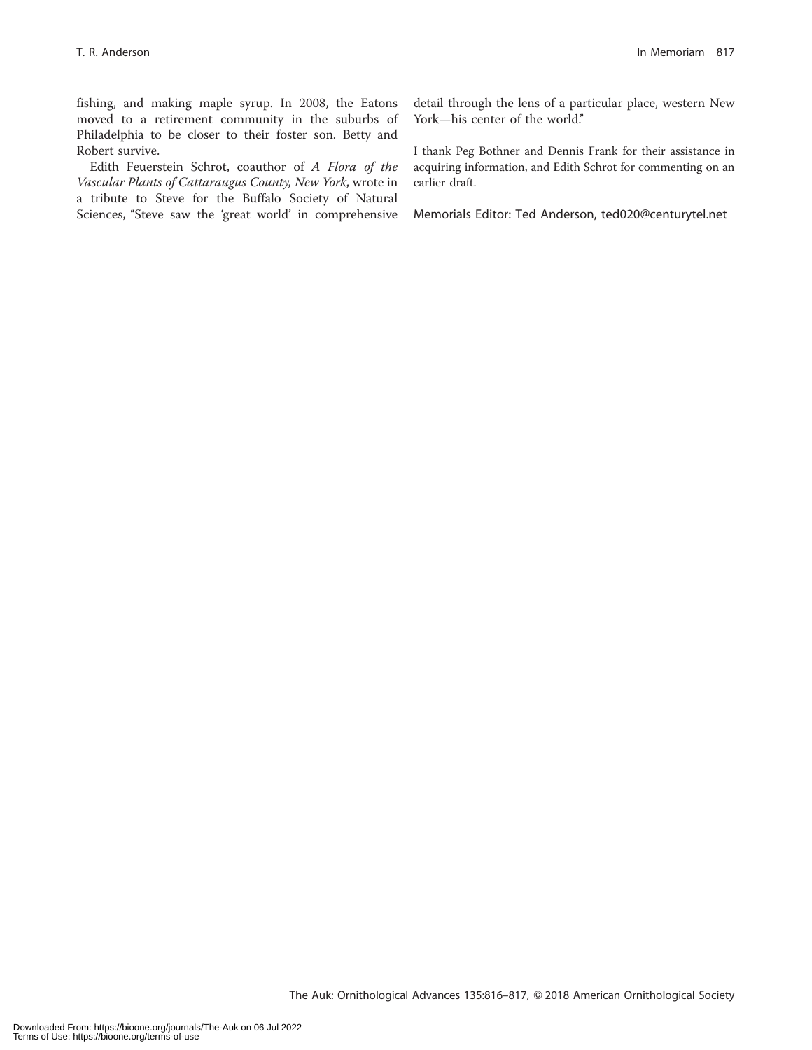fishing, and making maple syrup. In 2008, the Eatons moved to a retirement community in the suburbs of Philadelphia to be closer to their foster son. Betty and Robert survive.

Edith Feuerstein Schrot, coauthor of *A Flora of the Vascular Plants of Cattaraugus County, New York*, wrote in a tribute to Steve for the Buffalo Society of Natural Sciences, "Steve saw the 'great world' in comprehensive detail through the lens of a particular place, western New York—his center of the world."

I thank Peg Bothner and Dennis Frank for their assistance in acquiring information, and Edith Schrot for commenting on an earlier draft.

---

Memorials Editor: Ted Anderson, ted020@centurytel.net